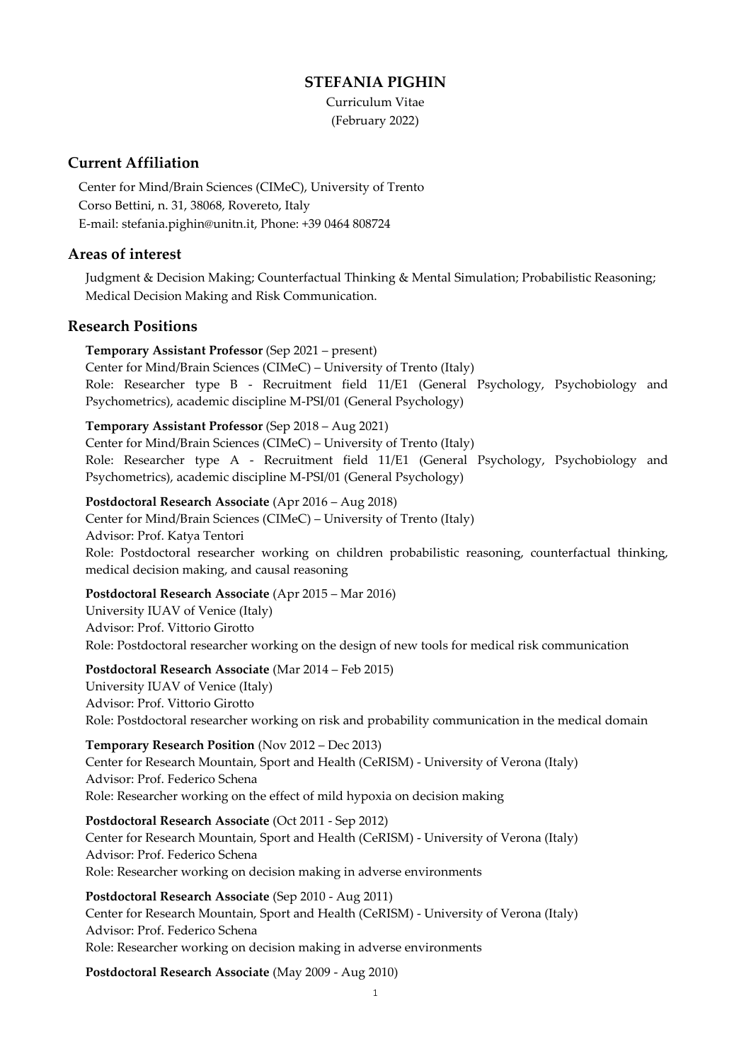# STEFANIA PIGHIN

Curriculum Vitae
(February 2022)

## Current Affiliation

Center for Mind/Brain Sciences (CIMeC), University of Trento
Corso Bettini, n. 31, 38068, Rovereto, Italy
E-mail: stefania.pighin@unitn.it, Phone: +39 0464 808724

## Areas of interest

Judgment & Decision Making; Counterfactual Thinking & Mental Simulation; Probabilistic Reasoning; Medical Decision Making and Risk Communication.

## Research Positions

**Temporary Assistant Professor** (Sep 2021 – present)
Center for Mind/Brain Sciences (CIMeC) – University of Trento (Italy)
Role: Researcher type B - Recruitment field 11/E1 (General Psychology, Psychobiology and Psychometrics), academic discipline M-PSI/01 (General Psychology)

**Temporary Assistant Professor** (Sep 2018 – Aug 2021)
Center for Mind/Brain Sciences (CIMeC) – University of Trento (Italy)
Role: Researcher type A - Recruitment field 11/E1 (General Psychology, Psychobiology and Psychometrics), academic discipline M-PSI/01 (General Psychology)

**Postdoctoral Research Associate** (Apr 2016 – Aug 2018)
Center for Mind/Brain Sciences (CIMeC) – University of Trento (Italy)
Advisor: Prof. Katya Tentori
Role: Postdoctoral researcher working on children probabilistic reasoning, counterfactual thinking, medical decision making, and causal reasoning

**Postdoctoral Research Associate** (Apr 2015 – Mar 2016)
University IUAV of Venice (Italy)
Advisor: Prof. Vittorio Girotto
Role: Postdoctoral researcher working on the design of new tools for medical risk communication

**Postdoctoral Research Associate** (Mar 2014 – Feb 2015)
University IUAV of Venice (Italy)
Advisor: Prof. Vittorio Girotto
Role: Postdoctoral researcher working on risk and probability communication in the medical domain

**Temporary Research Position** (Nov 2012 – Dec 2013)
Center for Research Mountain, Sport and Health (CeRISM) - University of Verona (Italy)
Advisor: Prof. Federico Schena
Role: Researcher working on the effect of mild hypoxia on decision making

**Postdoctoral Research Associate** (Oct 2011 - Sep 2012)
Center for Research Mountain, Sport and Health (CeRISM) - University of Verona (Italy)
Advisor: Prof. Federico Schena
Role: Researcher working on decision making in adverse environments

**Postdoctoral Research Associate** (Sep 2010 - Aug 2011)
Center for Research Mountain, Sport and Health (CeRISM) - University of Verona (Italy)
Advisor: Prof. Federico Schena
Role: Researcher working on decision making in adverse environments

**Postdoctoral Research Associate** (May 2009 - Aug 2010)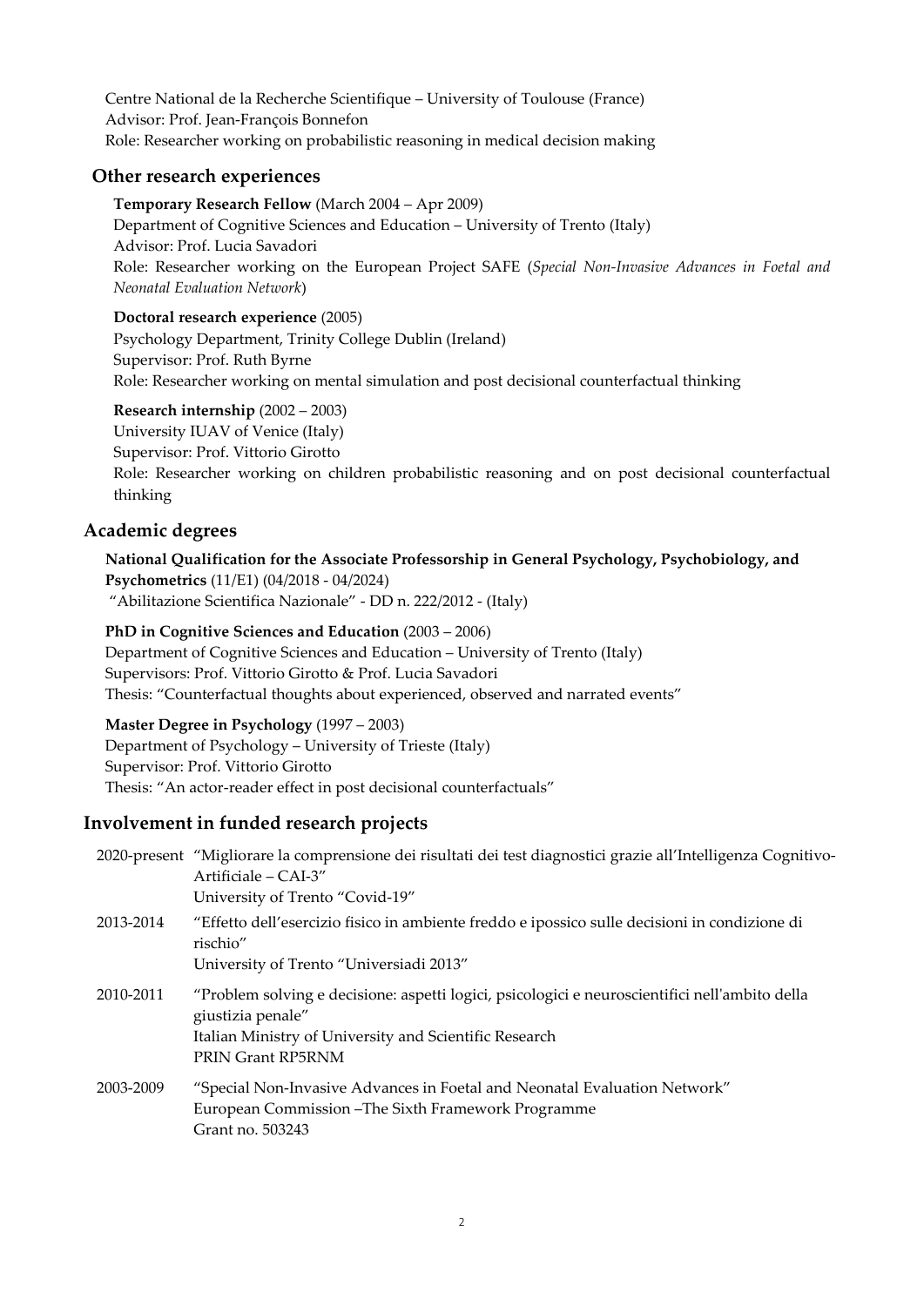Centre National de la Recherche Scientifique – University of Toulouse (France)
Advisor: Prof. Jean-François Bonnefon
Role: Researcher working on probabilistic reasoning in medical decision making

## Other research experiences

**Temporary Research Fellow** (March 2004 – Apr 2009)
Department of Cognitive Sciences and Education – University of Trento (Italy)
Advisor: Prof. Lucia Savadori
Role: Researcher working on the European Project SAFE (*Special Non-Invasive Advances in Foetal and Neonatal Evaluation Network*)

**Doctoral research experience** (2005)
Psychology Department, Trinity College Dublin (Ireland)
Supervisor: Prof. Ruth Byrne
Role: Researcher working on mental simulation and post decisional counterfactual thinking

**Research internship** (2002 – 2003)
University IUAV of Venice (Italy)
Supervisor: Prof. Vittorio Girotto
Role: Researcher working on children probabilistic reasoning and on post decisional counterfactual thinking

## Academic degrees

**National Qualification for the Associate Professorship in General Psychology, Psychobiology, and Psychometrics** (11/E1) (04/2018 - 04/2024)
"Abilitazione Scientifica Nazionale" - DD n. 222/2012 - (Italy)

**PhD in Cognitive Sciences and Education** (2003 – 2006)
Department of Cognitive Sciences and Education – University of Trento (Italy)
Supervisors: Prof. Vittorio Girotto & Prof. Lucia Savadori
Thesis: "Counterfactual thoughts about experienced, observed and narrated events"

**Master Degree in Psychology** (1997 – 2003)
Department of Psychology – University of Trieste (Italy)
Supervisor: Prof. Vittorio Girotto
Thesis: "An actor-reader effect in post decisional counterfactuals"

## Involvement in funded research projects

| | |
|---|---|
| 2020-present | "Migliorare la comprensione dei risultati dei test diagnostici grazie all'Intelligenza Cognitivo-Artificiale – CAI-3"<br>University of Trento "Covid-19" |
| 2013-2014 | "Effetto dell'esercizio fisico in ambiente freddo e ipossico sulle decisioni in condizione di rischio"<br>University of Trento "Universiadi 2013" |
| 2010-2011 | "Problem solving e decisione: aspetti logici, psicologici e neuroscientifici nell'ambito della giustizia penale"<br>Italian Ministry of University and Scientific Research<br>PRIN Grant RP5RNM |
| 2003-2009 | "Special Non-Invasive Advances in Foetal and Neonatal Evaluation Network"<br>European Commission –The Sixth Framework Programme<br>Grant no. 503243 |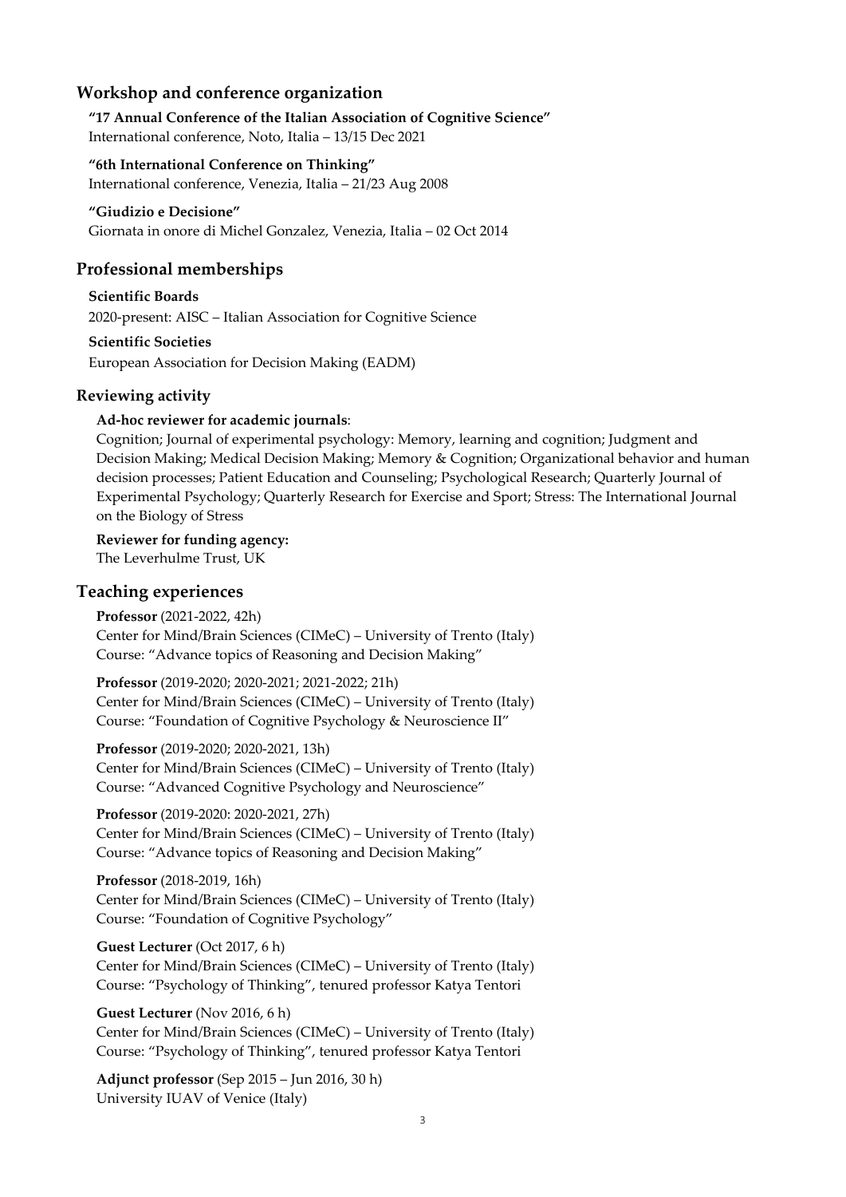## Workshop and conference organization

**"17 Annual Conference of the Italian Association of Cognitive Science"**
International conference, Noto, Italia – 13/15 Dec 2021

**"6th International Conference on Thinking"**
International conference, Venezia, Italia – 21/23 Aug 2008

**"Giudizio e Decisione"**
Giornata in onore di Michel Gonzalez, Venezia, Italia – 02 Oct 2014

## Professional memberships

**Scientific Boards**
2020-present: AISC – Italian Association for Cognitive Science

**Scientific Societies**
European Association for Decision Making (EADM)

### Reviewing activity

**Ad-hoc reviewer for academic journals**:
Cognition; Journal of experimental psychology: Memory, learning and cognition; Judgment and Decision Making; Medical Decision Making; Memory & Cognition; Organizational behavior and human decision processes; Patient Education and Counseling; Psychological Research; Quarterly Journal of Experimental Psychology; Quarterly Research for Exercise and Sport; Stress: The International Journal on the Biology of Stress

**Reviewer for funding agency:**
The Leverhulme Trust, UK

## Teaching experiences

**Professor** (2021-2022, 42h)
Center for Mind/Brain Sciences (CIMeC) – University of Trento (Italy)
Course: "Advance topics of Reasoning and Decision Making"

**Professor** (2019-2020; 2020-2021; 2021-2022; 21h)
Center for Mind/Brain Sciences (CIMeC) – University of Trento (Italy)
Course: "Foundation of Cognitive Psychology & Neuroscience II"

**Professor** (2019-2020; 2020-2021, 13h)
Center for Mind/Brain Sciences (CIMeC) – University of Trento (Italy)
Course: "Advanced Cognitive Psychology and Neuroscience"

**Professor** (2019-2020: 2020-2021, 27h)
Center for Mind/Brain Sciences (CIMeC) – University of Trento (Italy)
Course: "Advance topics of Reasoning and Decision Making"

**Professor** (2018-2019, 16h)
Center for Mind/Brain Sciences (CIMeC) – University of Trento (Italy)
Course: "Foundation of Cognitive Psychology"

**Guest Lecturer** (Oct 2017, 6 h)
Center for Mind/Brain Sciences (CIMeC) – University of Trento (Italy)
Course: "Psychology of Thinking", tenured professor Katya Tentori

**Guest Lecturer** (Nov 2016, 6 h)
Center for Mind/Brain Sciences (CIMeC) – University of Trento (Italy)
Course: "Psychology of Thinking", tenured professor Katya Tentori

**Adjunct professor** (Sep 2015 – Jun 2016, 30 h)
University IUAV of Venice (Italy)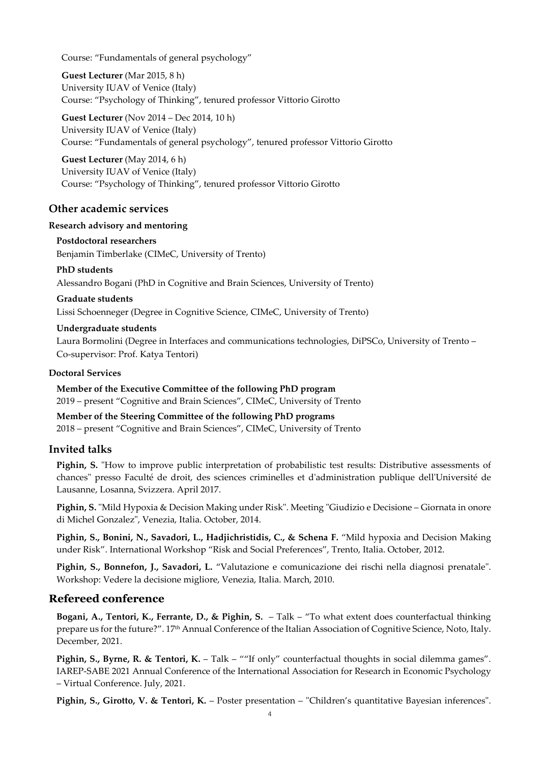Course: “Fundamentals of general psychology”

**Guest Lecturer** (Mar 2015, 8 h)
University IUAV of Venice (Italy)
Course: “Psychology of Thinking”, tenured professor Vittorio Girotto

**Guest Lecturer** (Nov 2014 – Dec 2014, 10 h)
University IUAV of Venice (Italy)
Course: “Fundamentals of general psychology”, tenured professor Vittorio Girotto

**Guest Lecturer** (May 2014, 6 h)
University IUAV of Venice (Italy)
Course: “Psychology of Thinking”, tenured professor Vittorio Girotto

## Other academic services

### Research advisory and mentoring

**Postdoctoral researchers**
Benjamin Timberlake (CIMeC, University of Trento)

**PhD students**
Alessandro Bogani (PhD in Cognitive and Brain Sciences, University of Trento)

**Graduate students**
Lissi Schoenneger (Degree in Cognitive Science, CIMeC, University of Trento)

**Undergraduate students**
Laura Bormolini (Degree in Interfaces and communications technologies, DiPSCo, University of Trento – Co-supervisor: Prof. Katya Tentori)

### Doctoral Services

**Member of the Executive Committee of the following PhD program**
2019 – present “Cognitive and Brain Sciences”, CIMeC, University of Trento

**Member of the Steering Committee of the following PhD programs**
2018 – present “Cognitive and Brain Sciences”, CIMeC, University of Trento

## Invited talks

**Pighin, S.** "How to improve public interpretation of probabilistic test results: Distributive assessments of chances" presso Faculté de droit, des sciences criminelles et d'administration publique dell'Université de Lausanne, Losanna, Svizzera. April 2017.

**Pighin, S.** "Mild Hypoxia & Decision Making under Risk". Meeting "Giudizio e Decisione – Giornata in onore di Michel Gonzalez", Venezia, Italia. October, 2014.

**Pighin, S., Bonini, N., Savadori, L., Hadjichristidis, C., & Schena F.** “Mild hypoxia and Decision Making under Risk”. International Workshop “Risk and Social Preferences”, Trento, Italia. October, 2012.

**Pighin, S., Bonnefon, J., Savadori, L.** “Valutazione e comunicazione dei rischi nella diagnosi prenatale". Workshop: Vedere la decisione migliore, Venezia, Italia. March, 2010.

## Refereed conference

**Bogani, A., Tentori, K., Ferrante, D., & Pighin, S.** – Talk – “To what extent does counterfactual thinking prepare us for the future?”. 17th Annual Conference of the Italian Association of Cognitive Science, Noto, Italy. December, 2021.

**Pighin, S., Byrne, R. & Tentori, K.** – Talk – ““If only” counterfactual thoughts in social dilemma games”. IAREP-SABE 2021 Annual Conference of the International Association for Research in Economic Psychology – Virtual Conference. July, 2021.

**Pighin, S., Girotto, V. & Tentori, K.** – Poster presentation – "Children’s quantitative Bayesian inferences".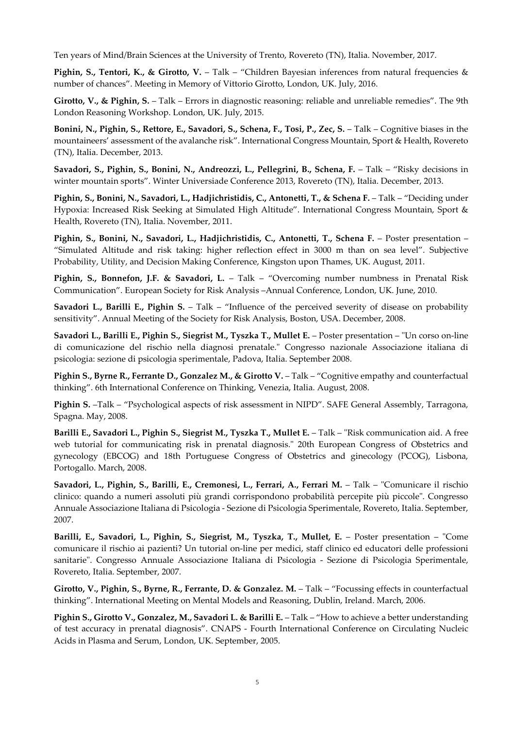Ten years of Mind/Brain Sciences at the University of Trento, Rovereto (TN), Italia. November, 2017.

**Pighin, S., Tentori, K., & Girotto, V.** – Talk – "Children Bayesian inferences from natural frequencies & number of chances". Meeting in Memory of Vittorio Girotto, London, UK. July, 2016.

**Girotto, V., & Pighin, S.** – Talk – Errors in diagnostic reasoning: reliable and unreliable remedies". The 9th London Reasoning Workshop. London, UK. July, 2015.

**Bonini, N., Pighin, S., Rettore, E., Savadori, S., Schena, F., Tosi, P., Zec, S.** – Talk – Cognitive biases in the mountaineers' assessment of the avalanche risk". International Congress Mountain, Sport & Health, Rovereto (TN), Italia. December, 2013.

**Savadori, S., Pighin, S., Bonini, N., Andreozzi, L., Pellegrini, B., Schena, F.** – Talk – "Risky decisions in winter mountain sports". Winter Universiade Conference 2013, Rovereto (TN), Italia. December, 2013.

**Pighin, S., Bonini, N., Savadori, L., Hadjichristidis, C., Antonetti, T., & Schena F.** – Talk – "Deciding under Hypoxia: Increased Risk Seeking at Simulated High Altitude". International Congress Mountain, Sport & Health, Rovereto (TN), Italia. November, 2011.

**Pighin, S., Bonini, N., Savadori, L., Hadjichristidis, C., Antonetti, T., Schena F.** – Poster presentation – "Simulated Altitude and risk taking: higher reflection effect in 3000 m than on sea level". Subjective Probability, Utility, and Decision Making Conference, Kingston upon Thames, UK. August, 2011.

**Pighin, S., Bonnefon, J.F. & Savadori, L.** – Talk – "Overcoming number numbness in Prenatal Risk Communication". European Society for Risk Analysis –Annual Conference, London, UK. June, 2010.

**Savadori L., Barilli E., Pighin S.** – Talk – "Influence of the perceived severity of disease on probability sensitivity". Annual Meeting of the Society for Risk Analysis, Boston, USA. December, 2008.

**Savadori L., Barilli E., Pighin S., Siegrist M., Tyszka T., Mullet E.** – Poster presentation – "Un corso on-line di comunicazione del rischio nella diagnosi prenatale." Congresso nazionale Associazione italiana di psicologia: sezione di psicologia sperimentale, Padova, Italia. September 2008.

**Pighin S., Byrne R., Ferrante D., Gonzalez M., & Girotto V.** – Talk – "Cognitive empathy and counterfactual thinking". 6th International Conference on Thinking, Venezia, Italia. August, 2008.

**Pighin S.** –Talk – "Psychological aspects of risk assessment in NIPD". SAFE General Assembly, Tarragona, Spagna. May, 2008.

**Barilli E., Savadori L., Pighin S., Siegrist M., Tyszka T., Mullet E.** – Talk – "Risk communication aid. A free web tutorial for communicating risk in prenatal diagnosis." 20th European Congress of Obstetrics and gynecology (EBCOG) and 18th Portuguese Congress of Obstetrics and ginecology (PCOG), Lisbona, Portogallo. March, 2008.

**Savadori, L., Pighin, S., Barilli, E., Cremonesi, L., Ferrari, A., Ferrari M.** – Talk – "Comunicare il rischio clinico: quando a numeri assoluti più grandi corrispondono probabilità percepite più piccole". Congresso Annuale Associazione Italiana di Psicologia - Sezione di Psicologia Sperimentale, Rovereto, Italia. September, 2007.

**Barilli, E., Savadori, L., Pighin, S., Siegrist, M., Tyszka, T., Mullet, E.** – Poster presentation – "Come comunicare il rischio ai pazienti? Un tutorial on-line per medici, staff clinico ed educatori delle professioni sanitarie". Congresso Annuale Associazione Italiana di Psicologia - Sezione di Psicologia Sperimentale, Rovereto, Italia. September, 2007.

**Girotto, V., Pighin, S., Byrne, R., Ferrante, D. & Gonzalez. M.** – Talk – "Focussing effects in counterfactual thinking". International Meeting on Mental Models and Reasoning, Dublin, Ireland. March, 2006.

**Pighin S., Girotto V., Gonzalez, M., Savadori L. & Barilli E.** – Talk – "How to achieve a better understanding of test accuracy in prenatal diagnosis". CNAPS - Fourth International Conference on Circulating Nucleic Acids in Plasma and Serum, London, UK. September, 2005.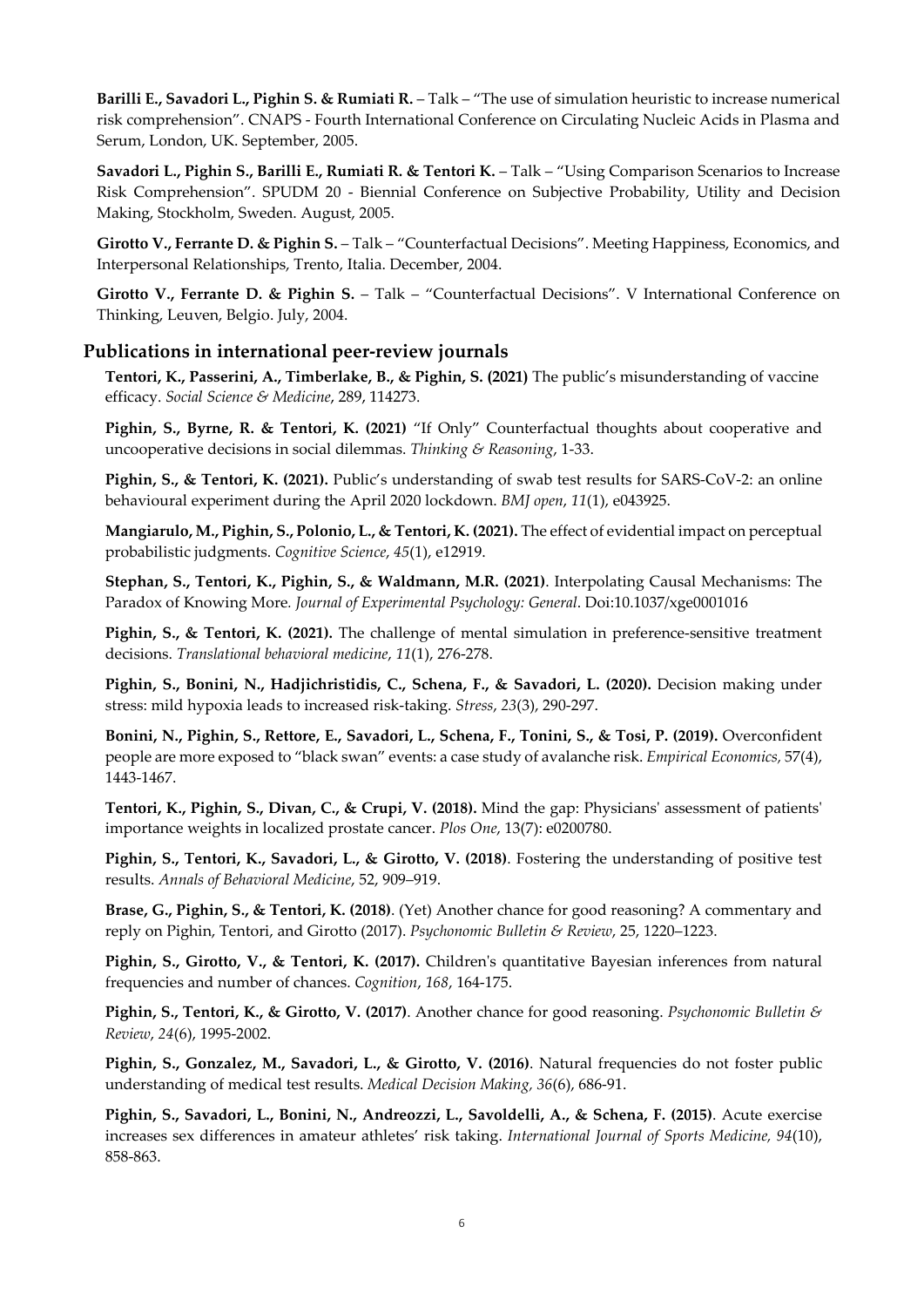**Barilli E., Savadori L., Pighin S. & Rumiati R.** – Talk – "The use of simulation heuristic to increase numerical risk comprehension". CNAPS - Fourth International Conference on Circulating Nucleic Acids in Plasma and Serum, London, UK. September, 2005.

**Savadori L., Pighin S., Barilli E., Rumiati R. & Tentori K.** – Talk – "Using Comparison Scenarios to Increase Risk Comprehension". SPUDM 20 - Biennial Conference on Subjective Probability, Utility and Decision Making, Stockholm, Sweden. August, 2005.

**Girotto V., Ferrante D. & Pighin S.** – Talk – "Counterfactual Decisions". Meeting Happiness, Economics, and Interpersonal Relationships, Trento, Italia. December, 2004.

**Girotto V., Ferrante D. & Pighin S.** – Talk – "Counterfactual Decisions". V International Conference on Thinking, Leuven, Belgio. July, 2004.

## Publications in international peer-review journals

**Tentori, K., Passerini, A., Timberlake, B., & Pighin, S. (2021)** The public's misunderstanding of vaccine efficacy. *Social Science & Medicine*, 289, 114273.

**Pighin, S., Byrne, R. & Tentori, K. (2021)** "If Only" Counterfactual thoughts about cooperative and uncooperative decisions in social dilemmas. *Thinking & Reasoning*, 1-33.

**Pighin, S., & Tentori, K. (2021).** Public's understanding of swab test results for SARS-CoV-2: an online behavioural experiment during the April 2020 lockdown. *BMJ open*, *11*(1), e043925.

**Mangiarulo, M., Pighin, S., Polonio, L., & Tentori, K. (2021).** The effect of evidential impact on perceptual probabilistic judgments. *Cognitive Science*, *45*(1), e12919.

**Stephan, S., Tentori, K., Pighin, S., & Waldmann, M.R. (2021)**. Interpolating Causal Mechanisms: The Paradox of Knowing More. *Journal of Experimental Psychology: General*. Doi:10.1037/xge0001016

**Pighin, S., & Tentori, K. (2021).** The challenge of mental simulation in preference-sensitive treatment decisions. *Translational behavioral medicine*, *11*(1), 276-278.

**Pighin, S., Bonini, N., Hadjichristidis, C., Schena, F., & Savadori, L. (2020).** Decision making under stress: mild hypoxia leads to increased risk-taking. *Stress*, *23*(3), 290-297.

**Bonini, N., Pighin, S., Rettore, E., Savadori, L., Schena, F., Tonini, S., & Tosi, P. (2019).** Overconfident people are more exposed to "black swan" events: a case study of avalanche risk. *Empirical Economics,* 57(4), 1443-1467.

**Tentori, K., Pighin, S., Divan, C., & Crupi, V. (2018).** Mind the gap: Physicians' assessment of patients' importance weights in localized prostate cancer. *Plos One*, 13(7): e0200780.

**Pighin, S., Tentori, K., Savadori, L., & Girotto, V. (2018)**. Fostering the understanding of positive test results. *Annals of Behavioral Medicine*, 52, 909–919.

**Brase, G., Pighin, S., & Tentori, K. (2018)**. (Yet) Another chance for good reasoning? A commentary and reply on Pighin, Tentori, and Girotto (2017). *Psychonomic Bulletin & Review*, 25, 1220–1223.

**Pighin, S., Girotto, V., & Tentori, K. (2017).** Children's quantitative Bayesian inferences from natural frequencies and number of chances. *Cognition, 168*, 164-175.

**Pighin, S., Tentori, K., & Girotto, V. (2017)**. Another chance for good reasoning. *Psychonomic Bulletin & Review*, *24*(6), 1995-2002.

**Pighin, S., Gonzalez, M., Savadori, L., & Girotto, V. (2016)**. Natural frequencies do not foster public understanding of medical test results. *Medical Decision Making, 36*(6), 686-91.

**Pighin, S., Savadori, L., Bonini, N., Andreozzi, L., Savoldelli, A., & Schena, F. (2015)**. Acute exercise increases sex differences in amateur athletes' risk taking. *International Journal of Sports Medicine, 94*(10), 858-863.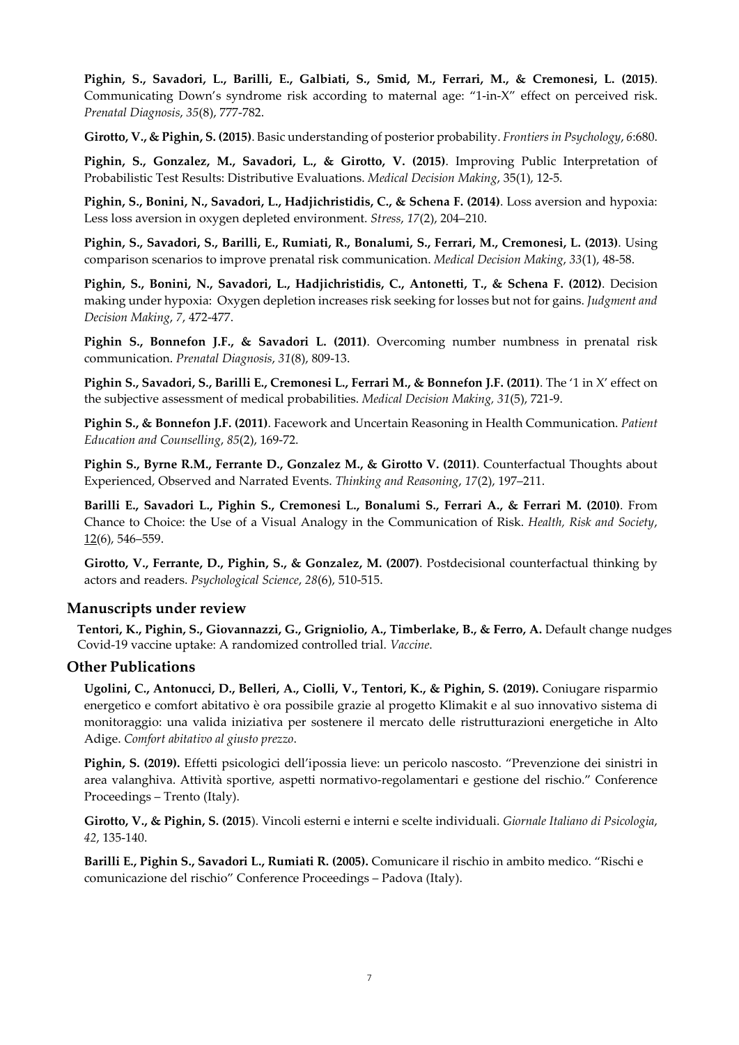**Pighin, S., Savadori, L., Barilli, E., Galbiati, S., Smid, M., Ferrari, M., & Cremonesi, L. (2015)**. Communicating Down's syndrome risk according to maternal age: "1-in-X" effect on perceived risk. *Prenatal Diagnosis*, *35*(8), 777-782.

**Girotto, V., & Pighin, S. (2015)**. Basic understanding of posterior probability. *Frontiers in Psychology*, *6*:680.

**Pighin, S., Gonzalez, M., Savadori, L., & Girotto, V. (2015)**. Improving Public Interpretation of Probabilistic Test Results: Distributive Evaluations. *Medical Decision Making*, 35(1), 12-5.

**Pighin, S., Bonini, N., Savadori, L., Hadjichristidis, C., & Schena F. (2014)**. Loss aversion and hypoxia: Less loss aversion in oxygen depleted environment. *Stress*, *17*(2), 204–210.

**Pighin, S., Savadori, S., Barilli, E., Rumiati, R., Bonalumi, S., Ferrari, M., Cremonesi, L. (2013)**. Using comparison scenarios to improve prenatal risk communication. *Medical Decision Making*, *33*(1), 48-58.

**Pighin, S., Bonini, N., Savadori, L., Hadjichristidis, C., Antonetti, T., & Schena F. (2012)**. Decision making under hypoxia: Oxygen depletion increases risk seeking for losses but not for gains. *Judgment and Decision Making*, *7*, 472-477.

**Pighin S., Bonnefon J.F., & Savadori L. (2011)**. Overcoming number numbness in prenatal risk communication. *Prenatal Diagnosis*, *31*(8), 809-13.

**Pighin S., Savadori, S., Barilli E., Cremonesi L., Ferrari M., & Bonnefon J.F. (2011)**. The '1 in X' effect on the subjective assessment of medical probabilities. *Medical Decision Making, 31*(5), 721-9.

**Pighin S., & Bonnefon J.F. (2011)**. Facework and Uncertain Reasoning in Health Communication. *Patient Education and Counselling*, *85*(2), 169-72.

**Pighin S., Byrne R.M., Ferrante D., Gonzalez M., & Girotto V. (2011)**. Counterfactual Thoughts about Experienced, Observed and Narrated Events. *Thinking and Reasoning*, *17*(2), 197–211.

**Barilli E., Savadori L., Pighin S., Cremonesi L., Bonalumi S., Ferrari A., & Ferrari M. (2010)**. From Chance to Choice: the Use of a Visual Analogy in the Communication of Risk. *Health, Risk and Society*, 12(6), 546–559.

**Girotto, V., Ferrante, D., Pighin, S., & Gonzalez, M. (2007)**. Postdecisional counterfactual thinking by actors and readers. *Psychological Science*, *28*(6), 510-515.

## Manuscripts under review

**Tentori, K., Pighin, S., Giovannazzi, G., Grigniolio, A., Timberlake, B., & Ferro, A.** Default change nudges Covid-19 vaccine uptake: A randomized controlled trial. *Vaccine*.

## Other Publications

**Ugolini, C., Antonucci, D., Belleri, A., Ciolli, V., Tentori, K., & Pighin, S. (2019).** Coniugare risparmio energetico e comfort abitativo è ora possibile grazie al progetto Klimakit e al suo innovativo sistema di monitoraggio: una valida iniziativa per sostenere il mercato delle ristrutturazioni energetiche in Alto Adige. *Comfort abitativo al giusto prezzo*.

**Pighin, S. (2019).** Effetti psicologici dell'ipossia lieve: un pericolo nascosto. "Prevenzione dei sinistri in area valanghiva. Attività sportive, aspetti normativo-regolamentari e gestione del rischio." Conference Proceedings – Trento (Italy).

**Girotto, V., & Pighin, S. (2015**). Vincoli esterni e interni e scelte individuali. *Giornale Italiano di Psicologia*, *42*, 135-140.

**Barilli E., Pighin S., Savadori L., Rumiati R. (2005).** Comunicare il rischio in ambito medico. "Rischi e comunicazione del rischio" Conference Proceedings – Padova (Italy).